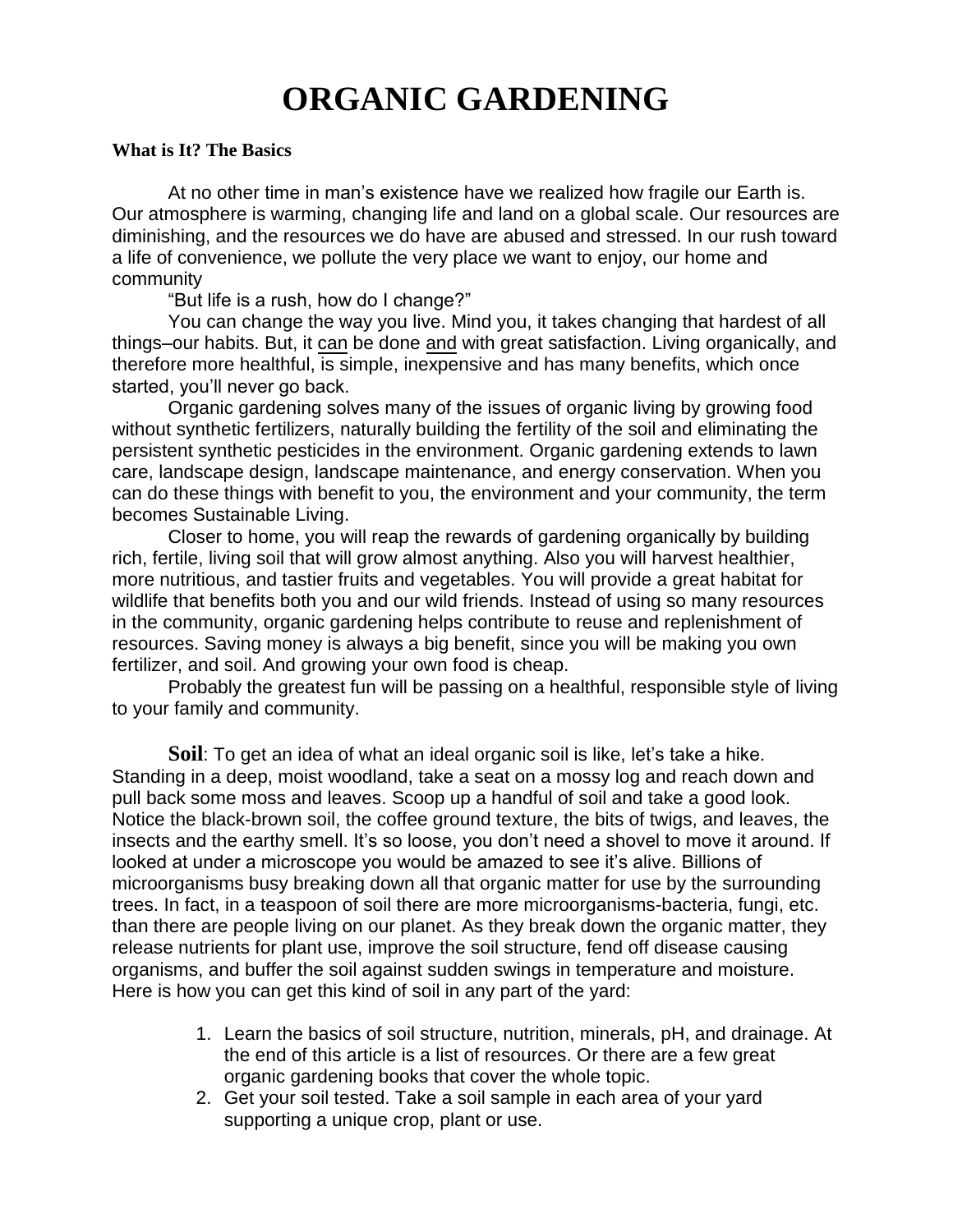# ORGANIC GARDENING

**What is It? The Basics**

At no other time in man's existence have we realized how fragile our Earth is. Our atmosphere is warming, changing life and land on a global scale. Our resources are diminishing, and the resources we do have are abused and stressed. In our rush toward a life of convenience, we pollute the very place we want to enjoy, our home and community

"But life is a rush, how do I change?"

You can change the way you live. Mind you, it takes changing that hardest of all things–our habits. But, it can be done and with great satisfaction. Living organically, and therefore more healthful, is simple, inexpensive and has many benefits, which once started, you'll never go back.

Organic gardening solves many of the issues of organic living by growing food without synthetic fertilizers, naturally building the fertility of the soil and eliminating the persistent synthetic pesticides in the environment. Organic gardening extends to lawn care, landscape design, landscape maintenance, and energy conservation. When you can do these things with benefit to you, the environment and your community, the term becomes Sustainable Living.

Closer to home, you will reap the rewards of gardening organically by building rich, fertile, living soil that will grow almost anything. Also you will harvest healthier, more nutritious, and tastier fruits and vegetables. You will provide a great habitat for wildlife that benefits both you and our wild friends. Instead of using so many resources in the community, organic gardening helps contribute to reuse and replenishment of resources. Saving money is always a big benefit, since you will be making you own fertilizer, and soil. And growing your own food is cheap.

Probably the greatest fun will be passing on a healthful, responsible style of living to your family and community.

**Soil**: To get an idea of what an ideal organic soil is like, let's take a hike. Standing in a deep, moist woodland, take a seat on a mossy log and reach down and pull back some moss and leaves. Scoop up a handful of soil and take a good look. Notice the black-brown soil, the coffee ground texture, the bits of twigs, and leaves, the insects and the earthy smell. It's so loose, you don't need a shovel to move it around. If looked at under a microscope you would be amazed to see it's alive. Billions of microorganisms busy breaking down all that organic matter for use by the surrounding trees. In fact, in a teaspoon of soil there are more microorganisms-bacteria, fungi, etc. than there are people living on our planet. As they break down the organic matter, they release nutrients for plant use, improve the soil structure, fend off disease causing organisms, and buffer the soil against sudden swings in temperature and moisture. Here is how you can get this kind of soil in any part of the yard:

1. Learn the basics of soil structure, nutrition, minerals, pH, and drainage. At the end of this article is a list of resources. Or there are a few great organic gardening books that cover the whole topic.
2. Get your soil tested. Take a soil sample in each area of your yard supporting a unique crop, plant or use.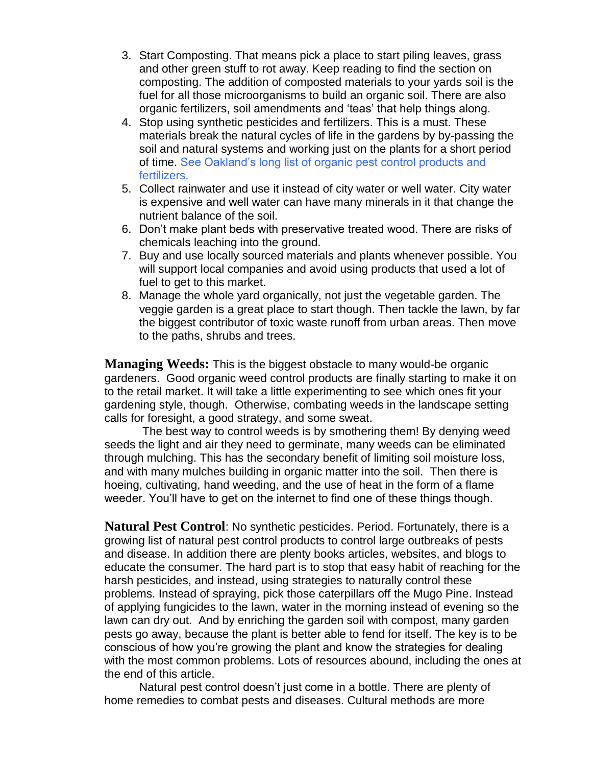3. Start Composting. That means pick a place to start piling leaves, grass and other green stuff to rot away. Keep reading to find the section on composting. The addition of composted materials to your yards soil is the fuel for all those microorganisms to build an organic soil. There are also organic fertilizers, soil amendments and 'teas' that help things along.
4. Stop using synthetic pesticides and fertilizers. This is a must. These materials break the natural cycles of life in the gardens by by-passing the soil and natural systems and working just on the plants for a short period of time. See Oakland's long list of organic pest control products and fertilizers.
5. Collect rainwater and use it instead of city water or well water. City water is expensive and well water can have many minerals in it that change the nutrient balance of the soil.
6. Don't make plant beds with preservative treated wood. There are risks of chemicals leaching into the ground.
7. Buy and use locally sourced materials and plants whenever possible. You will support local companies and avoid using products that used a lot of fuel to get to this market.
8. Manage the whole yard organically, not just the vegetable garden. The veggie garden is a great place to start though. Then tackle the lawn, by far the biggest contributor of toxic waste runoff from urban areas. Then move to the paths, shrubs and trees.

**Managing Weeds:** This is the biggest obstacle to many would-be organic gardeners. Good organic weed control products are finally starting to make it on to the retail market. It will take a little experimenting to see which ones fit your gardening style, though. Otherwise, combating weeds in the landscape setting calls for foresight, a good strategy, and some sweat.

The best way to control weeds is by smothering them! By denying weed seeds the light and air they need to germinate, many weeds can be eliminated through mulching. This has the secondary benefit of limiting soil moisture loss, and with many mulches building in organic matter into the soil. Then there is hoeing, cultivating, hand weeding, and the use of heat in the form of a flame weeder. You'll have to get on the internet to find one of these things though.

**Natural Pest Control**: No synthetic pesticides. Period. Fortunately, there is a growing list of natural pest control products to control large outbreaks of pests and disease. In addition there are plenty books articles, websites, and blogs to educate the consumer. The hard part is to stop that easy habit of reaching for the harsh pesticides, and instead, using strategies to naturally control these problems. Instead of spraying, pick those caterpillars off the Mugo Pine. Instead of applying fungicides to the lawn, water in the morning instead of evening so the lawn can dry out. And by enriching the garden soil with compost, many garden pests go away, because the plant is better able to fend for itself. The key is to be conscious of how you're growing the plant and know the strategies for dealing with the most common problems. Lots of resources abound, including the ones at the end of this article.

Natural pest control doesn't just come in a bottle. There are plenty of home remedies to combat pests and diseases. Cultural methods are more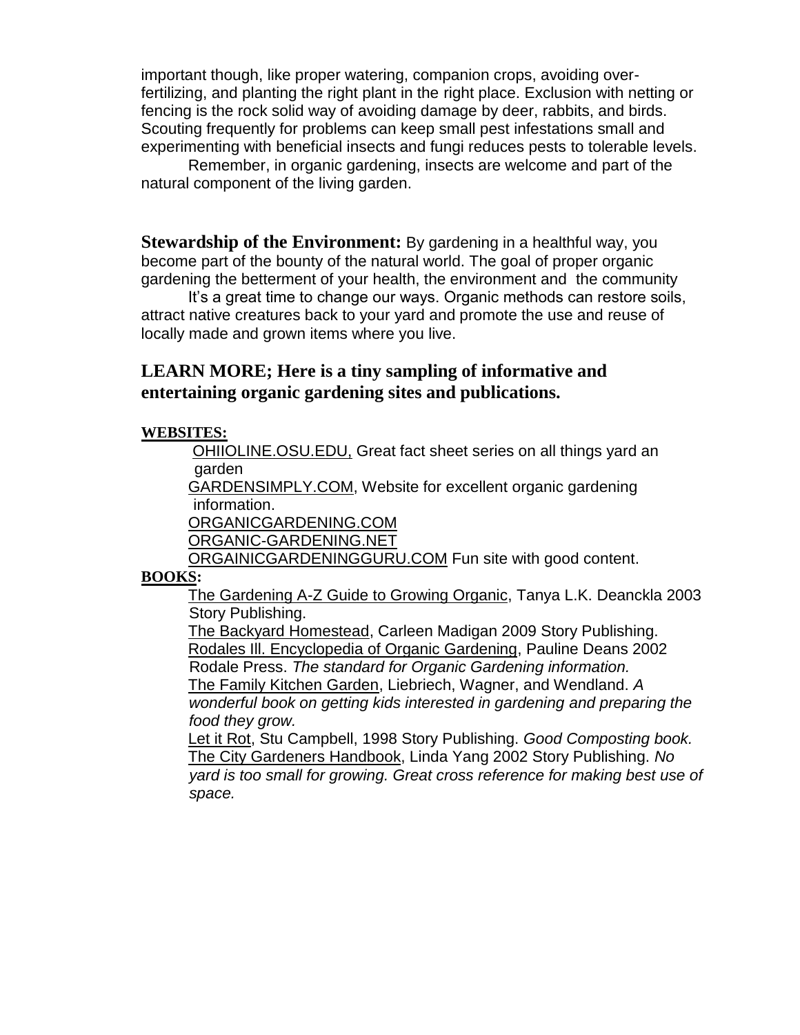important though, like proper watering, companion crops, avoiding over-fertilizing, and planting the right plant in the right place. Exclusion with netting or fencing is the rock solid way of avoiding damage by deer, rabbits, and birds. Scouting frequently for problems can keep small pest infestations small and experimenting with beneficial insects and fungi reduces pests to tolerable levels.

Remember, in organic gardening, insects are welcome and part of the natural component of the living garden.

**Stewardship of the Environment:** By gardening in a healthful way, you become part of the bounty of the natural world. The goal of proper organic gardening the betterment of your health, the environment and the community

It's a great time to change our ways. Organic methods can restore soils, attract native creatures back to your yard and promote the use and reuse of locally made and grown items where you live.

## LEARN MORE; Here is a tiny sampling of informative and entertaining organic gardening sites and publications.

**WEBSITES:**

OHIIOLINE.OSU.EDU, Great fact sheet series on all things yard an garden

GARDENSIMPLY.COM, Website for excellent organic gardening information.

ORGANICGARDENING.COM

ORGANIC-GARDENING.NET

ORGAINICGARDENINGGURU.COM Fun site with good content.

**BOOKS:**

The Gardening A-Z Guide to Growing Organic, Tanya L.K. Deanckla 2003 Story Publishing.

The Backyard Homestead, Carleen Madigan 2009 Story Publishing.

Rodales Ill. Encyclopedia of Organic Gardening, Pauline Deans 2002 Rodale Press. *The standard for Organic Gardening information.*

The Family Kitchen Garden, Liebriech, Wagner, and Wendland. *A wonderful book on getting kids interested in gardening and preparing the food they grow.*

Let it Rot, Stu Campbell, 1998 Story Publishing. *Good Composting book.*

The City Gardeners Handbook, Linda Yang 2002 Story Publishing. *No yard is too small for growing. Great cross reference for making best use of space.*